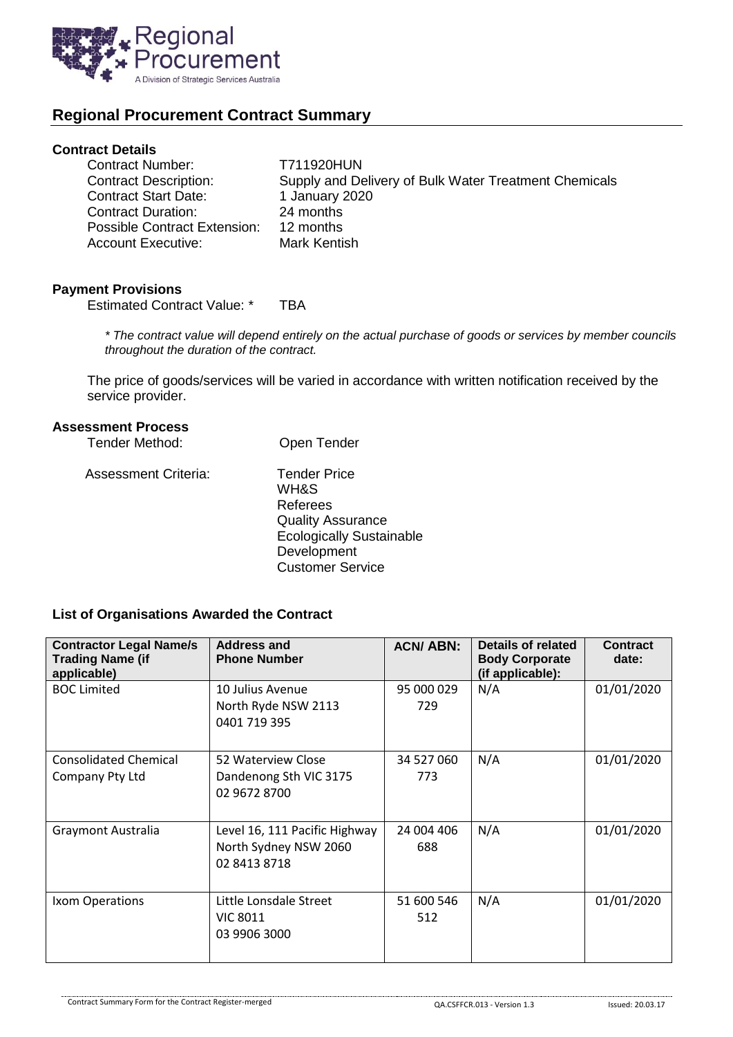Regional Procurement

A Division of Strategic Services Australia

## Regional Procurement Contract Summary

### Contract Details

Contract Number: T711920HUN
Contract Description: Supply and Delivery of Bulk Water Treatment Chemicals
Contract Start Date: 1 January 2020
Contract Duration: 24 months
Possible Contract Extension: 12 months
Account Executive: Mark Kentish

### Payment Provisions

Estimated Contract Value: * TBA

*\* The contract value will depend entirely on the actual purchase of goods or services by member councils throughout the duration of the contract.*

The price of goods/services will be varied in accordance with written notification received by the service provider.

### Assessment Process

Tender Method: Open Tender

Assessment Criteria:
- Tender Price
- WH&S
- Referees
- Quality Assurance
- Ecologically Sustainable Development
- Customer Service

### List of Organisations Awarded the Contract

| Contractor Legal Name/s Trading Name (if applicable) | Address and Phone Number | ACN/ ABN: | Details of related Body Corporate (if applicable): | Contract date: |
|---|---|---|---|---|
| BOC Limited | 10 Julius Avenue<br>North Ryde NSW 2113<br>0401 719 395 | 95 000 029 729 | N/A | 01/01/2020 |
| Consolidated Chemical Company Pty Ltd | 52 Waterview Close<br>Dandenong Sth VIC 3175<br>02 9672 8700 | 34 527 060 773 | N/A | 01/01/2020 |
| Graymont Australia | Level 16, 111 Pacific Highway<br>North Sydney NSW 2060<br>02 8413 8718 | 24 004 406 688 | N/A | 01/01/2020 |
| Ixom Operations | Little Lonsdale Street<br>VIC 8011<br>03 9906 3000 | 51 600 546 512 | N/A | 01/01/2020 |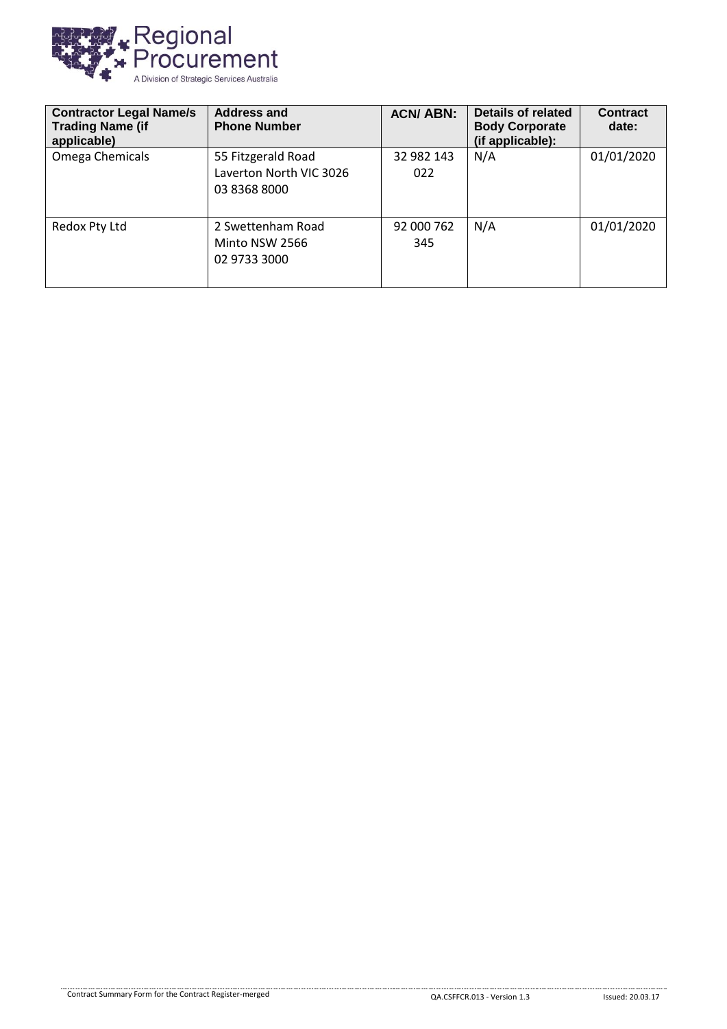| Contractor Legal Name/s Trading Name (if applicable) | Address and Phone Number | ACN/ ABN: | Details of related Body Corporate (if applicable): | Contract date: |
|---|---|---|---|---|
| Omega Chemicals | 55 Fitzgerald Road Laverton North VIC 3026 03 8368 8000 | 32 982 143 022 | N/A | 01/01/2020 |
| Redox Pty Ltd | 2 Swettenham Road Minto NSW 2566 02 9733 3000 | 92 000 762 345 | N/A | 01/01/2020 |